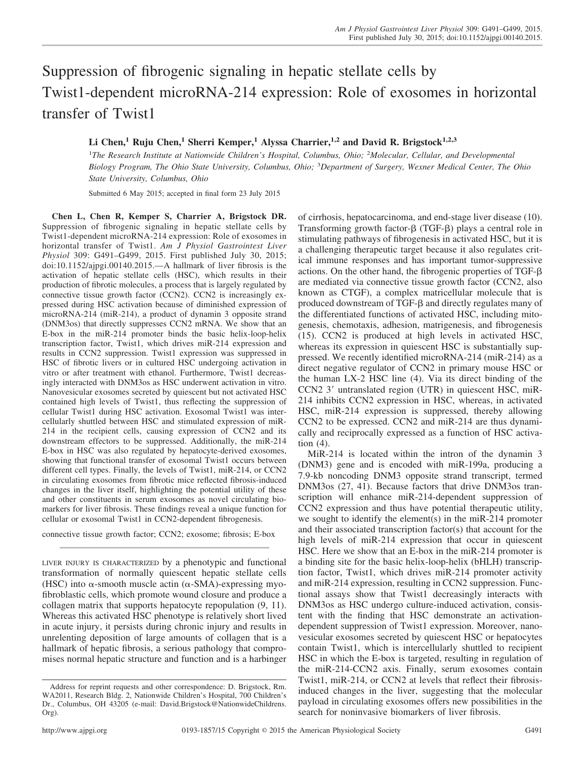# Suppression of fibrogenic signaling in hepatic stellate cells by Twist1-dependent microRNA-214 expression: Role of exosomes in horizontal transfer of Twist1

**Li Chen,[1] Ruju Chen,[1] Sherri Kemper,[1] Alyssa Charrier,[1,2] and David R. Brigstock[1,2,3]**

[1]*The Research Institute at Nationwide Children's Hospital, Columbus, Ohio;* [2]*Molecular, Cellular, and Developmental Biology Program, The Ohio State University, Columbus, Ohio;* [3]*Department of Surgery, Wexner Medical Center, The Ohio State University, Columbus, Ohio*

Submitted 6 May 2015; accepted in final form 23 July 2015

**Chen L, Chen R, Kemper S, Charrier A, Brigstock DR.** Suppression of fibrogenic signaling in hepatic stellate cells by Twist1-dependent microRNA-214 expression: Role of exosomes in horizontal transfer of Twist1. *Am J Physiol Gastrointest Liver Physiol* 309: G491–G499, 2015. First published July 30, 2015; doi:10.1152/ajpgi.00140.2015.—A hallmark of liver fibrosis is the activation of hepatic stellate cells (HSC), which results in their production of fibrotic molecules, a process that is largely regulated by connective tissue growth factor (CCN2). CCN2 is increasingly expressed during HSC activation because of diminished expression of microRNA-214 (miR-214), a product of dynamin 3 opposite strand (DNM3os) that directly suppresses CCN2 mRNA. We show that an E-box in the miR-214 promoter binds the basic helix-loop-helix transcription factor, Twist1, which drives miR-214 expression and results in CCN2 suppression. Twist1 expression was suppressed in HSC of fibrotic livers or in cultured HSC undergoing activation in vitro or after treatment with ethanol. Furthermore, Twist1 decreasingly interacted with DNM3os as HSC underwent activation in vitro. Nanovesicular exosomes secreted by quiescent but not activated HSC contained high levels of Twist1, thus reflecting the suppression of cellular Twist1 during HSC activation. Exosomal Twist1 was intercellularly shuttled between HSC and stimulated expression of miR-214 in the recipient cells, causing expression of CCN2 and its downstream effectors to be suppressed. Additionally, the miR-214 E-box in HSC was also regulated by hepatocyte-derived exosomes, showing that functional transfer of exosomal Twist1 occurs between different cell types. Finally, the levels of Twist1, miR-214, or CCN2 in circulating exosomes from fibrotic mice reflected fibrosis-induced changes in the liver itself, highlighting the potential utility of these and other constituents in serum exosomes as novel circulating biomarkers for liver fibrosis. These findings reveal a unique function for cellular or exosomal Twist1 in CCN2-dependent fibrogenesis.

connective tissue growth factor; CCN2; exosome; fibrosis; E-box

---

LIVER INJURY IS CHARACTERIZED by a phenotypic and functional transformation of normally quiescent hepatic stellate cells (HSC) into α-smooth muscle actin (α-SMA)-expressing myofibroblastic cells, which promote wound closure and produce a collagen matrix that supports hepatocyte repopulation (9, 11). Whereas this activated HSC phenotype is relatively short lived in acute injury, it persists during chronic injury and results in unrelenting deposition of large amounts of collagen that is a hallmark of hepatic fibrosis, a serious pathology that compromises normal hepatic structure and function and is a harbinger of cirrhosis, hepatocarcinoma, and end-stage liver disease (10). Transforming growth factor-β (TGF-β) plays a central role in stimulating pathways of fibrogenesis in activated HSC, but it is a challenging therapeutic target because it also regulates critical immune responses and has important tumor-suppressive actions. On the other hand, the fibrogenic properties of TGF-β are mediated via connective tissue growth factor (CCN2, also known as CTGF), a complex matricellular molecule that is produced downstream of TGF-β and directly regulates many of the differentiated functions of activated HSC, including mitogenesis, chemotaxis, adhesion, matrigenesis, and fibrogenesis (15). CCN2 is produced at high levels in activated HSC, whereas its expression in quiescent HSC is substantially suppressed. We recently identified microRNA-214 (miR-214) as a direct negative regulator of CCN2 in primary mouse HSC or the human LX-2 HSC line (4). Via its direct binding of the CCN2 3′ untranslated region (UTR) in quiescent HSC, miR-214 inhibits CCN2 expression in HSC, whereas, in activated HSC, miR-214 expression is suppressed, thereby allowing CCN2 to be expressed. CCN2 and miR-214 are thus dynamically and reciprocally expressed as a function of HSC activation (4).

MiR-214 is located within the intron of the dynamin 3 (DNM3) gene and is encoded with miR-199a, producing a 7.9-kb noncoding DNM3 opposite strand transcript, termed DNM3os (27, 41). Because factors that drive DNM3os transcription will enhance miR-214-dependent suppression of CCN2 expression and thus have potential therapeutic utility, we sought to identify the element(s) in the miR-214 promoter and their associated transcription factor(s) that account for the high levels of miR-214 expression that occur in quiescent HSC. Here we show that an E-box in the miR-214 promoter is a binding site for the basic helix-loop-helix (bHLH) transcription factor, Twist1, which drives miR-214 promoter activity and miR-214 expression, resulting in CCN2 suppression. Functional assays show that Twist1 decreasingly interacts with DNM3os as HSC undergo culture-induced activation, consistent with the finding that HSC demonstrate an activation-dependent suppression of Twist1 expression. Moreover, nanovesicular exosomes secreted by quiescent HSC or hepatocytes contain Twist1, which is intercellularly shuttled to recipient HSC in which the E-box is targeted, resulting in regulation of the miR-214-CCN2 axis. Finally, serum exosomes contain Twist1, miR-214, or CCN2 at levels that reflect their fibrosis-induced changes in the liver, suggesting that the molecular payload in circulating exosomes offers new possibilities in the search for noninvasive biomarkers of liver fibrosis.

---

Address for reprint requests and other correspondence: D. Brigstock, Rm. WA2011, Research Bldg. 2, Nationwide Children's Hospital, 700 Children's Dr., Columbus, OH 43205 (e-mail: David.Brigstock@NationwideChildrens.Org).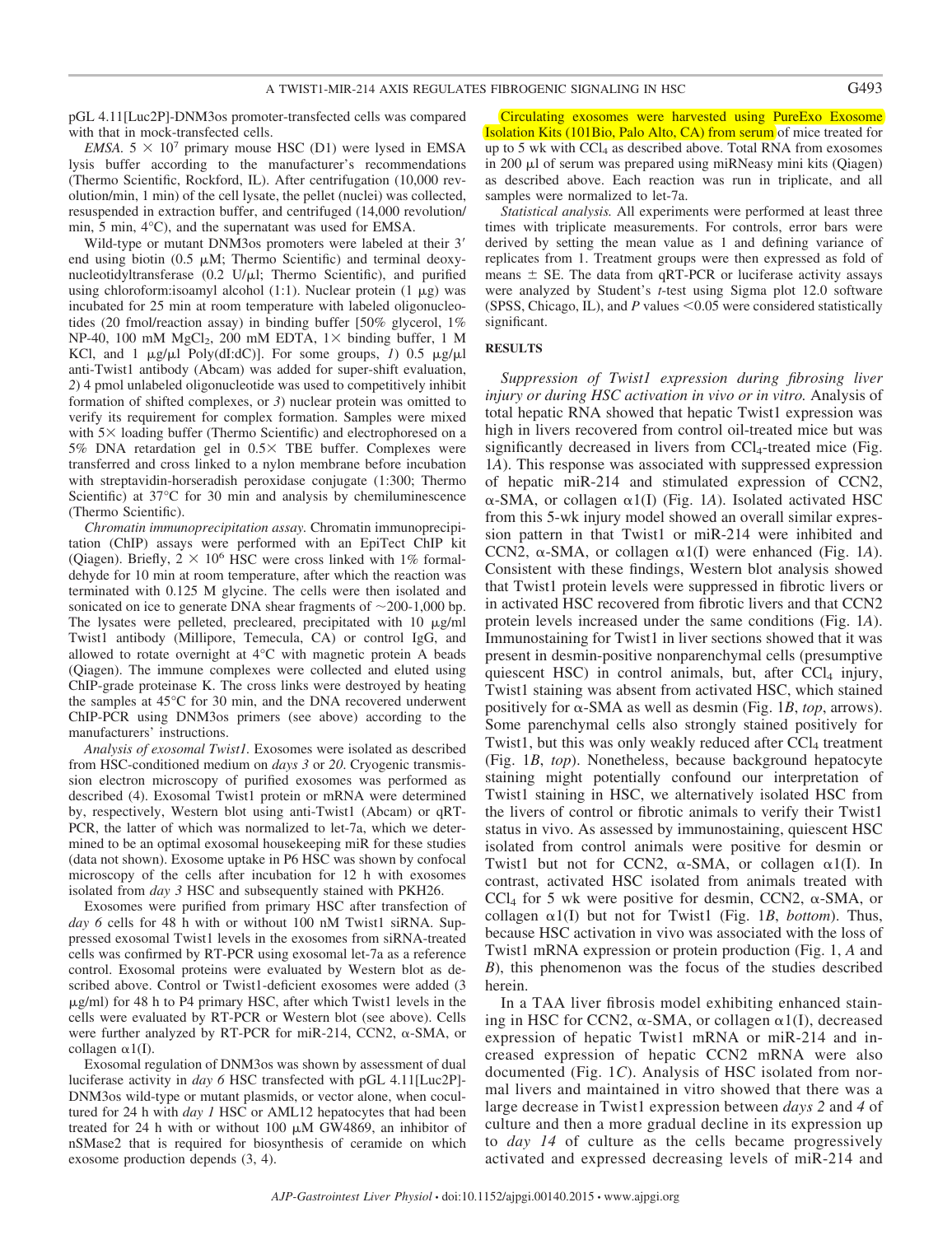pGL 4.11[Luc2P]-DNM3os promoter-transfected cells was compared with that in mock-transfected cells.

*EMSA.* $5 \times 10^7$ primary mouse HSC (D1) were lysed in EMSA lysis buffer according to the manufacturer's recommendations (Thermo Scientific, Rockford, IL). After centrifugation (10,000 revolution/min, 1 min) of the cell lysate, the pellet (nuclei) was collected, resuspended in extraction buffer, and centrifuged (14,000 revolution/min, 5 min, 4°C), and the supernatant was used for EMSA.

Wild-type or mutant DNM3os promoters were labeled at their 3′ end using biotin (0.5 μM; Thermo Scientific) and terminal deoxynucleotidyltransferase (0.2 U/μl; Thermo Scientific), and purified using chloroform:isoamyl alcohol (1:1). Nuclear protein (1 μg) was incubated for 25 min at room temperature with labeled oligonucleotides (20 fmol/reaction assay) in binding buffer [50% glycerol, 1% NP-40, 100 mM $MgCl_2$, 200 mM EDTA, 1× binding buffer, 1 M KCl, and 1 μg/μl Poly(dI:dC)]. For some groups, *1)* 0.5 μg/μl anti-Twist1 antibody (Abcam) was added for super-shift evaluation, *2)* 4 pmol unlabeled oligonucleotide was used to competitively inhibit formation of shifted complexes, or *3)* nuclear protein was omitted to verify its requirement for complex formation. Samples were mixed with 5× loading buffer (Thermo Scientific) and electrophoresed on a 5% DNA retardation gel in 0.5× TBE buffer. Complexes were transferred and cross linked to a nylon membrane before incubation with streptavidin-horseradish peroxidase conjugate (1:300; Thermo Scientific) at 37°C for 30 min and analysis by chemiluminescence (Thermo Scientific).

*Chromatin immunoprecipitation assay.* Chromatin immunoprecipitation (ChIP) assays were performed with an EpiTect ChIP kit (Qiagen). Briefly, $2 \times 10^6$ HSC were cross linked with 1% formaldehyde for 10 min at room temperature, after which the reaction was terminated with 0.125 M glycine. The cells were then isolated and sonicated on ice to generate DNA shear fragments of ~200-1,000 bp. The lysates were pelleted, precleared, precipitated with 10 μg/ml Twist1 antibody (Millipore, Temecula, CA) or control IgG, and allowed to rotate overnight at 4°C with magnetic protein A beads (Qiagen). The immune complexes were collected and eluted using ChIP-grade proteinase K. The cross links were destroyed by heating the samples at 45°C for 30 min, and the DNA recovered underwent ChIP-PCR using DNM3os primers (see above) according to the manufacturers' instructions.

*Analysis of exosomal Twist1.* Exosomes were isolated as described from HSC-conditioned medium on *days 3* or *20*. Cryogenic transmission electron microscopy of purified exosomes was performed as described (4). Exosomal Twist1 protein or mRNA were determined by, respectively, Western blot using anti-Twist1 (Abcam) or qRT-PCR, the latter of which was normalized to let-7a, which we determined to be an optimal exosomal housekeeping miR for these studies (data not shown). Exosome uptake in P6 HSC was shown by confocal microscopy of the cells after incubation for 12 h with exosomes isolated from *day 3* HSC and subsequently stained with PKH26.

Exosomes were purified from primary HSC after transfection of *day 6* cells for 48 h with or without 100 nM Twist1 siRNA. Suppressed exosomal Twist1 levels in the exosomes from siRNA-treated cells was confirmed by RT-PCR using exosomal let-7a as a reference control. Exosomal proteins were evaluated by Western blot as described above. Control or Twist1-deficient exosomes were added (3 μg/ml) for 48 h to P4 primary HSC, after which Twist1 levels in the cells were evaluated by RT-PCR or Western blot (see above). Cells were further analyzed by RT-PCR for miR-214, CCN2, α-SMA, or collagen α1(I).

Exosomal regulation of DNM3os was shown by assessment of dual luciferase activity in *day 6* HSC transfected with pGL 4.11[Luc2P]-DNM3os wild-type or mutant plasmids, or vector alone, when cocultured for 24 h with *day 1* HSC or AML12 hepatocytes that had been treated for 24 h with or without 100 μM GW4869, an inhibitor of nSMase2 that is required for biosynthesis of ceramide on which exosome production depends (3, 4).

Circulating exosomes were harvested using PureExo Exosome Isolation Kits (101Bio, Palo Alto, CA) from serum of mice treated for up to 5 wk with $CCl_4$ as described above. Total RNA from exosomes in 200 μl of serum was prepared using miRNeasy mini kits (Qiagen) as described above. Each reaction was run in triplicate, and all samples were normalized to let-7a.

*Statistical analysis.* All experiments were performed at least three times with triplicate measurements. For controls, error bars were derived by setting the mean value as 1 and defining variance of replicates from 1. Treatment groups were then expressed as fold of means ± SE. The data from qRT-PCR or luciferase activity assays were analyzed by Student's *t*-test using Sigma plot 12.0 software (SPSS, Chicago, IL), and $P$ values $<0.05$ were considered statistically significant.

## RESULTS

*Suppression of Twist1 expression during fibrosing liver injury or during HSC activation in vivo or in vitro.* Analysis of total hepatic RNA showed that hepatic Twist1 expression was high in livers recovered from control oil-treated mice but was significantly decreased in livers from $CCl_4$-treated mice (Fig. 1*A*). This response was associated with suppressed expression of hepatic miR-214 and stimulated expression of CCN2, α-SMA, or collagen α1(I) (Fig. 1*A*). Isolated activated HSC from this 5-wk injury model showed an overall similar expression pattern in that Twist1 or miR-214 were inhibited and CCN2, α-SMA, or collagen α1(I) were enhanced (Fig. 1*A*). Consistent with these findings, Western blot analysis showed that Twist1 protein levels were suppressed in fibrotic livers or in activated HSC recovered from fibrotic livers and that CCN2 protein levels increased under the same conditions (Fig. 1*A*). Immunostaining for Twist1 in liver sections showed that it was present in desmin-positive nonparenchymal cells (presumptive quiescent HSC) in control animals, but, after $CCl_4$ injury, Twist1 staining was absent from activated HSC, which stained positively for α-SMA as well as desmin (Fig. 1*B*, *top*, arrows). Some parenchymal cells also strongly stained positively for Twist1, but this was only weakly reduced after $CCl_4$ treatment (Fig. 1*B*, *top*). Nonetheless, because background hepatocyte staining might potentially confound our interpretation of Twist1 staining in HSC, we alternatively isolated HSC from the livers of control or fibrotic animals to verify their Twist1 status in vivo. As assessed by immunostaining, quiescent HSC isolated from control animals were positive for desmin or Twist1 but not for CCN2, α-SMA, or collagen α1(I). In contrast, activated HSC isolated from animals treated with $CCl_4$ for 5 wk were positive for desmin, CCN2, α-SMA, or collagen α1(I) but not for Twist1 (Fig. 1*B*, *bottom*). Thus, because HSC activation in vivo was associated with the loss of Twist1 mRNA expression or protein production (Fig. 1, *A* and *B*), this phenomenon was the focus of the studies described herein.

In a TAA liver fibrosis model exhibiting enhanced staining in HSC for CCN2, α-SMA, or collagen α1(I), decreased expression of hepatic Twist1 mRNA or miR-214 and increased expression of hepatic CCN2 mRNA were also documented (Fig. 1*C*). Analysis of HSC isolated from normal livers and maintained in vitro showed that there was a large decrease in Twist1 expression between *days 2* and *4* of culture and then a more gradual decline in its expression up to *day 14* of culture as the cells became progressively activated and expressed decreasing levels of miR-214 and